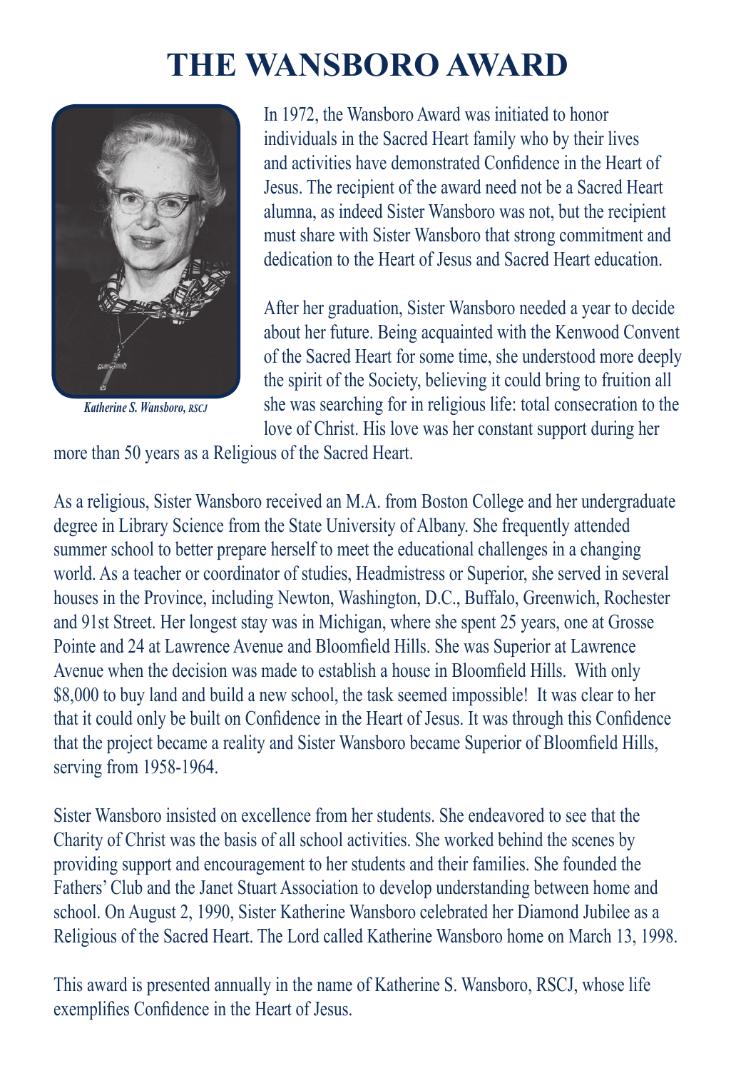# THE WANSBORO AWARD

*Katherine S. Wansboro, RSCJ*

In 1972, the Wansboro Award was initiated to honor individuals in the Sacred Heart family who by their lives and activities have demonstrated Confidence in the Heart of Jesus. The recipient of the award need not be a Sacred Heart alumna, as indeed Sister Wansboro was not, but the recipient must share with Sister Wansboro that strong commitment and dedication to the Heart of Jesus and Sacred Heart education.

After her graduation, Sister Wansboro needed a year to decide about her future. Being acquainted with the Kenwood Convent of the Sacred Heart for some time, she understood more deeply the spirit of the Society, believing it could bring to fruition all she was searching for in religious life: total consecration to the love of Christ. His love was her constant support during her more than 50 years as a Religious of the Sacred Heart.

As a religious, Sister Wansboro received an M.A. from Boston College and her undergraduate degree in Library Science from the State University of Albany. She frequently attended summer school to better prepare herself to meet the educational challenges in a changing world. As a teacher or coordinator of studies, Headmistress or Superior, she served in several houses in the Province, including Newton, Washington, D.C., Buffalo, Greenwich, Rochester and 91st Street. Her longest stay was in Michigan, where she spent 25 years, one at Grosse Pointe and 24 at Lawrence Avenue and Bloomfield Hills. She was Superior at Lawrence Avenue when the decision was made to establish a house in Bloomfield Hills. With only $8,000 to buy land and build a new school, the task seemed impossible! It was clear to her that it could only be built on Confidence in the Heart of Jesus. It was through this Confidence that the project became a reality and Sister Wansboro became Superior of Bloomfield Hills, serving from 1958-1964.

Sister Wansboro insisted on excellence from her students. She endeavored to see that the Charity of Christ was the basis of all school activities. She worked behind the scenes by providing support and encouragement to her students and their families. She founded the Fathers' Club and the Janet Stuart Association to develop understanding between home and school. On August 2, 1990, Sister Katherine Wansboro celebrated her Diamond Jubilee as a Religious of the Sacred Heart. The Lord called Katherine Wansboro home on March 13, 1998.

This award is presented annually in the name of Katherine S. Wansboro, RSCJ, whose life exemplifies Confidence in the Heart of Jesus.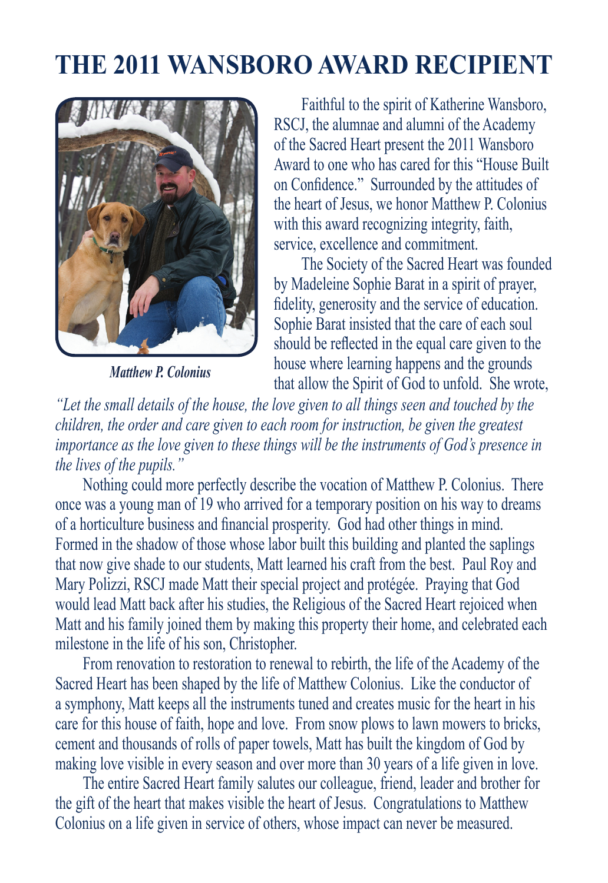# THE 2011 WANSBORO AWARD RECIPIENT

*Matthew P. Colonius*

Faithful to the spirit of Katherine Wansboro, RSCJ, the alumnae and alumni of the Academy of the Sacred Heart present the 2011 Wansboro Award to one who has cared for this "House Built on Confidence." Surrounded by the attitudes of the heart of Jesus, we honor Matthew P. Colonius with this award recognizing integrity, faith, service, excellence and commitment.

The Society of the Sacred Heart was founded by Madeleine Sophie Barat in a spirit of prayer, fidelity, generosity and the service of education. Sophie Barat insisted that the care of each soul should be reflected in the equal care given to the house where learning happens and the grounds that allow the Spirit of God to unfold. She wrote, *"Let the small details of the house, the love given to all things seen and touched by the children, the order and care given to each room for instruction, be given the greatest importance as the love given to these things will be the instruments of God's presence in the lives of the pupils."*

Nothing could more perfectly describe the vocation of Matthew P. Colonius. There once was a young man of 19 who arrived for a temporary position on his way to dreams of a horticulture business and financial prosperity. God had other things in mind. Formed in the shadow of those whose labor built this building and planted the saplings that now give shade to our students, Matt learned his craft from the best. Paul Roy and Mary Polizzi, RSCJ made Matt their special project and protégée. Praying that God would lead Matt back after his studies, the Religious of the Sacred Heart rejoiced when Matt and his family joined them by making this property their home, and celebrated each milestone in the life of his son, Christopher.

From renovation to restoration to renewal to rebirth, the life of the Academy of the Sacred Heart has been shaped by the life of Matthew Colonius. Like the conductor of a symphony, Matt keeps all the instruments tuned and creates music for the heart in his care for this house of faith, hope and love. From snow plows to lawn mowers to bricks, cement and thousands of rolls of paper towels, Matt has built the kingdom of God by making love visible in every season and over more than 30 years of a life given in love.

The entire Sacred Heart family salutes our colleague, friend, leader and brother for the gift of the heart that makes visible the heart of Jesus. Congratulations to Matthew Colonius on a life given in service of others, whose impact can never be measured.